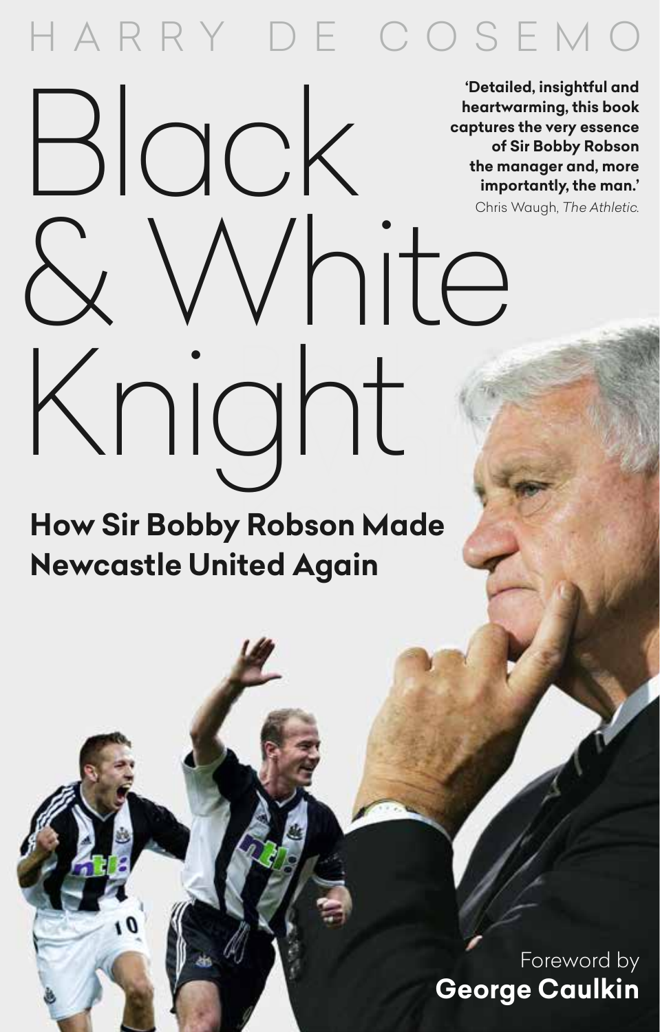HARRY DE COSEMO

# Black & White Knight

**'Detailed, insightful and heartwarming, this book captures the very essence of Sir Bobby Robson the manager and, more importantly, the man.'**
Chris Waugh, *The Athletic.*

## How Sir Bobby Robson Made Newcastle United Again

Foreword by
**George Caulkin**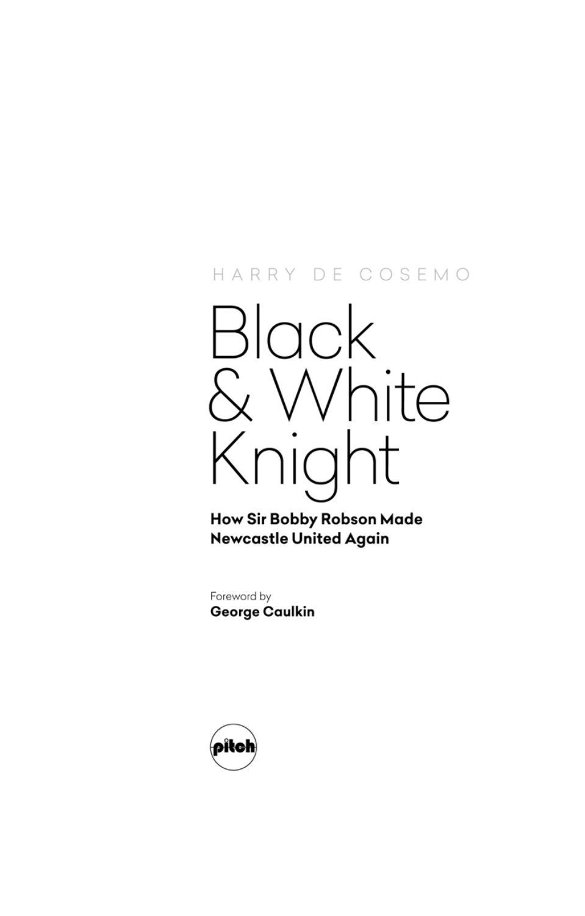HARRY DE COSEMO

# Black & White Knight

**How Sir Bobby Robson Made Newcastle United Again**

Foreword by
**George Caulkin**

pitch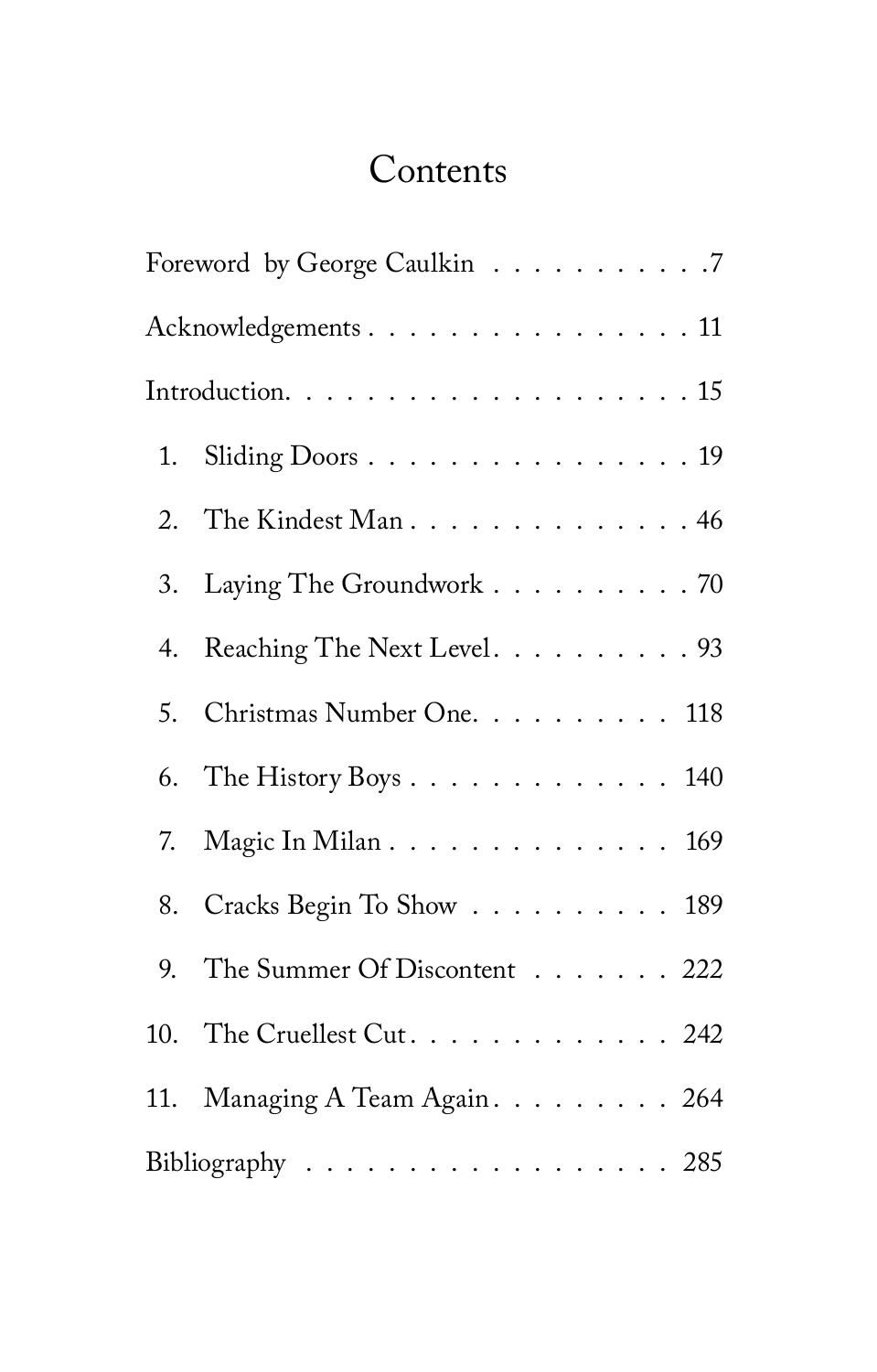# Contents

Foreword by George Caulkin . . . . . . . . . . .7

Acknowledgements . . . . . . . . . . . . . . . . . 11

Introduction. . . . . . . . . . . . . . . . . . . . . 15

1. Sliding Doors . . . . . . . . . . . . . . . . . 19
2. The Kindest Man . . . . . . . . . . . . . . . 46
3. Laying The Groundwork . . . . . . . . . . 70
4. Reaching The Next Level. . . . . . . . . . 93
5. Christmas Number One. . . . . . . . . . 118
6. The History Boys . . . . . . . . . . . . . 140
7. Magic In Milan . . . . . . . . . . . . . . 169
8. Cracks Begin To Show . . . . . . . . . . 189
9. The Summer Of Discontent . . . . . . . 222
10. The Cruellest Cut. . . . . . . . . . . . . 242
11. Managing A Team Again. . . . . . . . . 264

Bibliography . . . . . . . . . . . . . . . . . . 285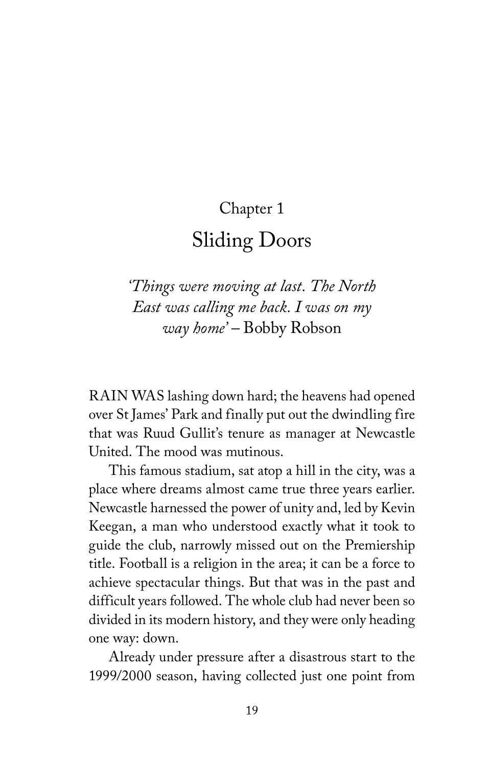# Chapter 1

## Sliding Doors

*'Things were moving at last. The North East was calling me back. I was on my way home'* – Bobby Robson

RAIN WAS lashing down hard; the heavens had opened over St James' Park and finally put out the dwindling fire that was Ruud Gullit's tenure as manager at Newcastle United. The mood was mutinous.

This famous stadium, sat atop a hill in the city, was a place where dreams almost came true three years earlier. Newcastle harnessed the power of unity and, led by Kevin Keegan, a man who understood exactly what it took to guide the club, narrowly missed out on the Premiership title. Football is a religion in the area; it can be a force to achieve spectacular things. But that was in the past and difficult years followed. The whole club had never been so divided in its modern history, and they were only heading one way: down.

Already under pressure after a disastrous start to the 1999/2000 season, having collected just one point from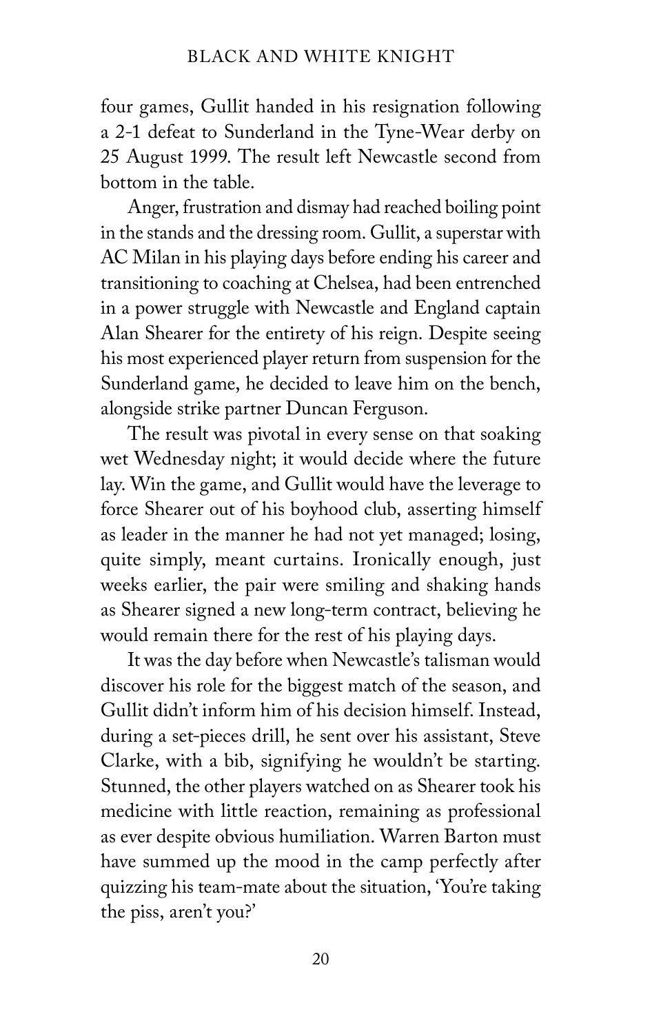four games, Gullit handed in his resignation following a 2-1 defeat to Sunderland in the Tyne-Wear derby on 25 August 1999. The result left Newcastle second from bottom in the table.

Anger, frustration and dismay had reached boiling point in the stands and the dressing room. Gullit, a superstar with AC Milan in his playing days before ending his career and transitioning to coaching at Chelsea, had been entrenched in a power struggle with Newcastle and England captain Alan Shearer for the entirety of his reign. Despite seeing his most experienced player return from suspension for the Sunderland game, he decided to leave him on the bench, alongside strike partner Duncan Ferguson.

The result was pivotal in every sense on that soaking wet Wednesday night; it would decide where the future lay. Win the game, and Gullit would have the leverage to force Shearer out of his boyhood club, asserting himself as leader in the manner he had not yet managed; losing, quite simply, meant curtains. Ironically enough, just weeks earlier, the pair were smiling and shaking hands as Shearer signed a new long-term contract, believing he would remain there for the rest of his playing days.

It was the day before when Newcastle's talisman would discover his role for the biggest match of the season, and Gullit didn't inform him of his decision himself. Instead, during a set-pieces drill, he sent over his assistant, Steve Clarke, with a bib, signifying he wouldn't be starting. Stunned, the other players watched on as Shearer took his medicine with little reaction, remaining as professional as ever despite obvious humiliation. Warren Barton must have summed up the mood in the camp perfectly after quizzing his team-mate about the situation, 'You're taking the piss, aren't you?'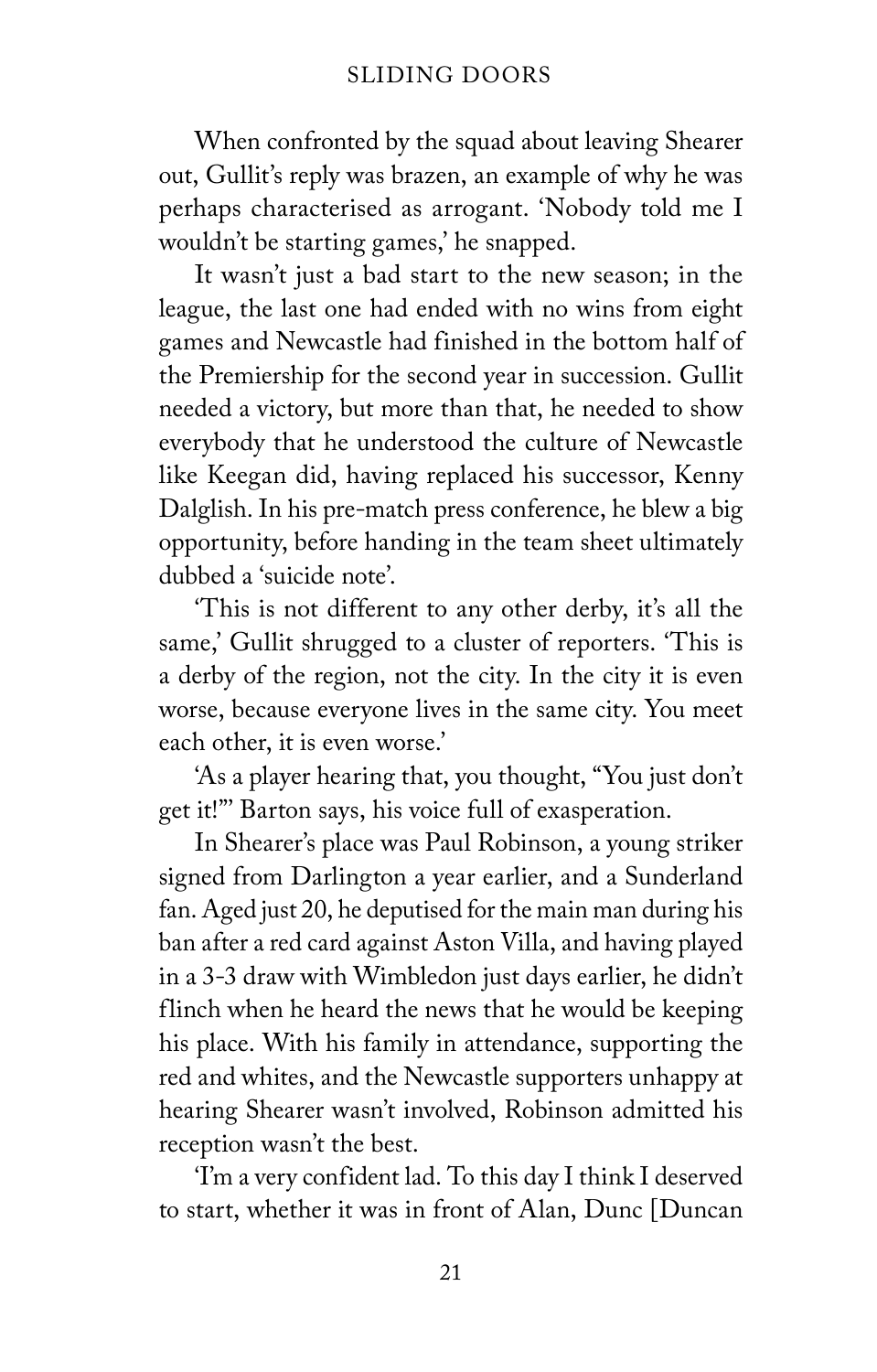When confronted by the squad about leaving Shearer out, Gullit's reply was brazen, an example of why he was perhaps characterised as arrogant. 'Nobody told me I wouldn't be starting games,' he snapped.

It wasn't just a bad start to the new season; in the league, the last one had ended with no wins from eight games and Newcastle had finished in the bottom half of the Premiership for the second year in succession. Gullit needed a victory, but more than that, he needed to show everybody that he understood the culture of Newcastle like Keegan did, having replaced his successor, Kenny Dalglish. In his pre-match press conference, he blew a big opportunity, before handing in the team sheet ultimately dubbed a 'suicide note'.

'This is not different to any other derby, it's all the same,' Gullit shrugged to a cluster of reporters. 'This is a derby of the region, not the city. In the city it is even worse, because everyone lives in the same city. You meet each other, it is even worse.'

'As a player hearing that, you thought, "You just don't get it!"' Barton says, his voice full of exasperation.

In Shearer's place was Paul Robinson, a young striker signed from Darlington a year earlier, and a Sunderland fan. Aged just 20, he deputised for the main man during his ban after a red card against Aston Villa, and having played in a 3-3 draw with Wimbledon just days earlier, he didn't flinch when he heard the news that he would be keeping his place. With his family in attendance, supporting the red and whites, and the Newcastle supporters unhappy at hearing Shearer wasn't involved, Robinson admitted his reception wasn't the best.

'I'm a very confident lad. To this day I think I deserved to start, whether it was in front of Alan, Dunc [Duncan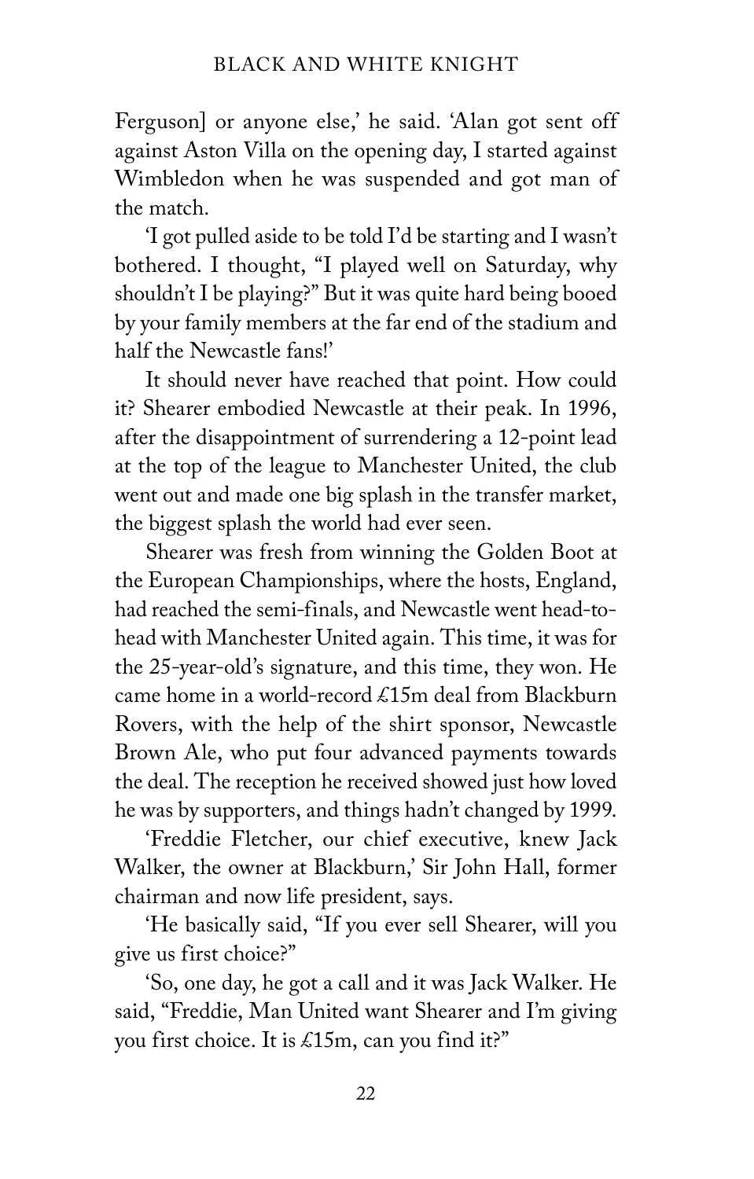Ferguson] or anyone else,' he said. 'Alan got sent off against Aston Villa on the opening day, I started against Wimbledon when he was suspended and got man of the match.

'I got pulled aside to be told I'd be starting and I wasn't bothered. I thought, "I played well on Saturday, why shouldn't I be playing?" But it was quite hard being booed by your family members at the far end of the stadium and half the Newcastle fans!'

It should never have reached that point. How could it? Shearer embodied Newcastle at their peak. In 1996, after the disappointment of surrendering a 12-point lead at the top of the league to Manchester United, the club went out and made one big splash in the transfer market, the biggest splash the world had ever seen.

Shearer was fresh from winning the Golden Boot at the European Championships, where the hosts, England, had reached the semi-finals, and Newcastle went head-to-head with Manchester United again. This time, it was for the 25-year-old's signature, and this time, they won. He came home in a world-record £15m deal from Blackburn Rovers, with the help of the shirt sponsor, Newcastle Brown Ale, who put four advanced payments towards the deal. The reception he received showed just how loved he was by supporters, and things hadn't changed by 1999.

'Freddie Fletcher, our chief executive, knew Jack Walker, the owner at Blackburn,' Sir John Hall, former chairman and now life president, says.

'He basically said, "If you ever sell Shearer, will you give us first choice?"

'So, one day, he got a call and it was Jack Walker. He said, "Freddie, Man United want Shearer and I'm giving you first choice. It is £15m, can you find it?"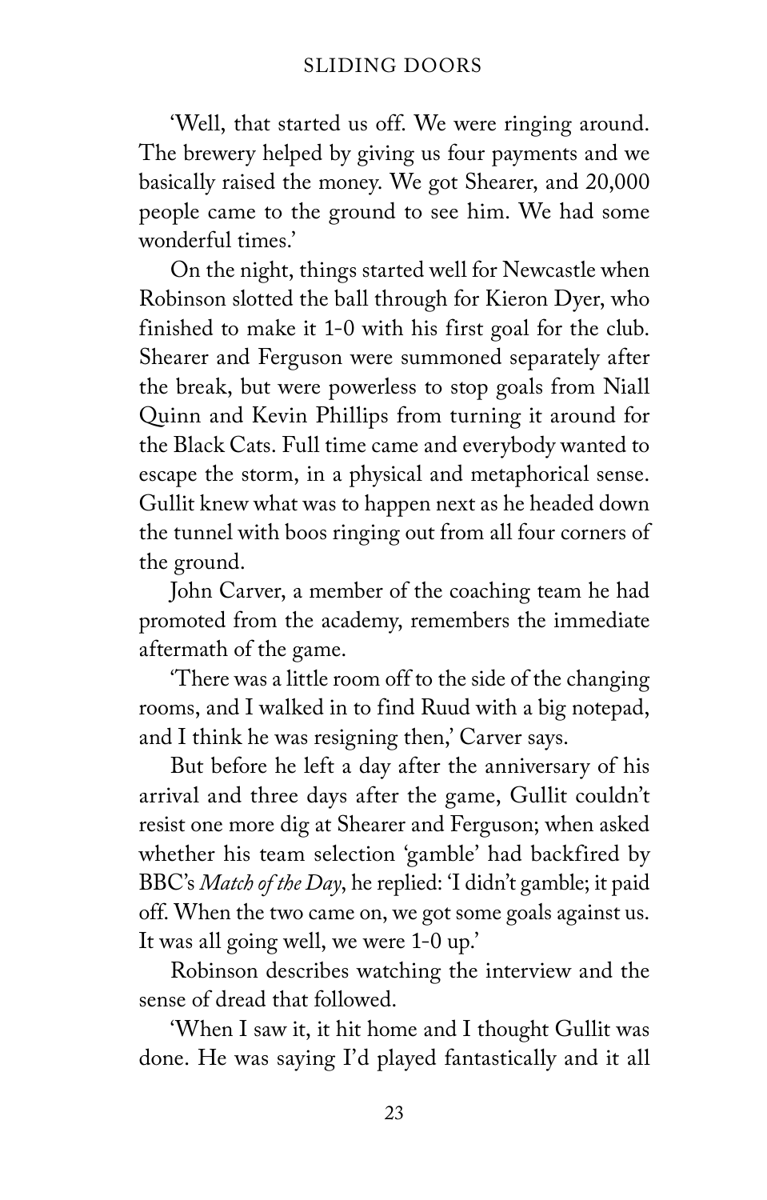'Well, that started us off. We were ringing around. The brewery helped by giving us four payments and we basically raised the money. We got Shearer, and 20,000 people came to the ground to see him. We had some wonderful times.'

On the night, things started well for Newcastle when Robinson slotted the ball through for Kieron Dyer, who finished to make it 1-0 with his first goal for the club. Shearer and Ferguson were summoned separately after the break, but were powerless to stop goals from Niall Quinn and Kevin Phillips from turning it around for the Black Cats. Full time came and everybody wanted to escape the storm, in a physical and metaphorical sense. Gullit knew what was to happen next as he headed down the tunnel with boos ringing out from all four corners of the ground.

John Carver, a member of the coaching team he had promoted from the academy, remembers the immediate aftermath of the game.

'There was a little room off to the side of the changing rooms, and I walked in to find Ruud with a big notepad, and I think he was resigning then,' Carver says.

But before he left a day after the anniversary of his arrival and three days after the game, Gullit couldn't resist one more dig at Shearer and Ferguson; when asked whether his team selection 'gamble' had backfired by BBC's *Match of the Day*, he replied: 'I didn't gamble; it paid off. When the two came on, we got some goals against us. It was all going well, we were 1-0 up.'

Robinson describes watching the interview and the sense of dread that followed.

'When I saw it, it hit home and I thought Gullit was done. He was saying I'd played fantastically and it all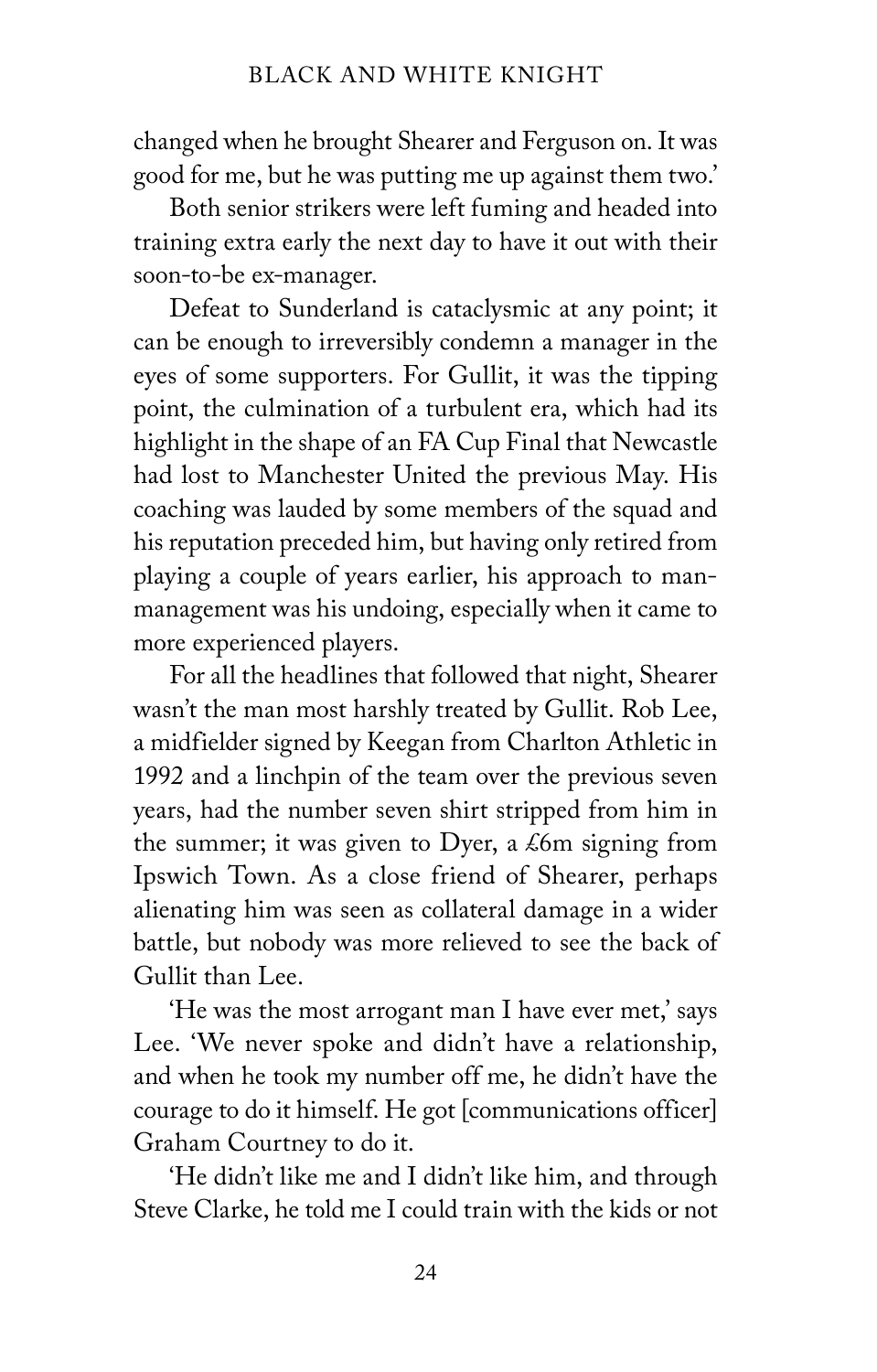changed when he brought Shearer and Ferguson on. It was good for me, but he was putting me up against them two.'

Both senior strikers were left fuming and headed into training extra early the next day to have it out with their soon-to-be ex-manager.

Defeat to Sunderland is cataclysmic at any point; it can be enough to irreversibly condemn a manager in the eyes of some supporters. For Gullit, it was the tipping point, the culmination of a turbulent era, which had its highlight in the shape of an FA Cup Final that Newcastle had lost to Manchester United the previous May. His coaching was lauded by some members of the squad and his reputation preceded him, but having only retired from playing a couple of years earlier, his approach to man-management was his undoing, especially when it came to more experienced players.

For all the headlines that followed that night, Shearer wasn't the man most harshly treated by Gullit. Rob Lee, a midfielder signed by Keegan from Charlton Athletic in 1992 and a linchpin of the team over the previous seven years, had the number seven shirt stripped from him in the summer; it was given to Dyer, a £6m signing from Ipswich Town. As a close friend of Shearer, perhaps alienating him was seen as collateral damage in a wider battle, but nobody was more relieved to see the back of Gullit than Lee.

'He was the most arrogant man I have ever met,' says Lee. 'We never spoke and didn't have a relationship, and when he took my number off me, he didn't have the courage to do it himself. He got [communications officer] Graham Courtney to do it.

'He didn't like me and I didn't like him, and through Steve Clarke, he told me I could train with the kids or not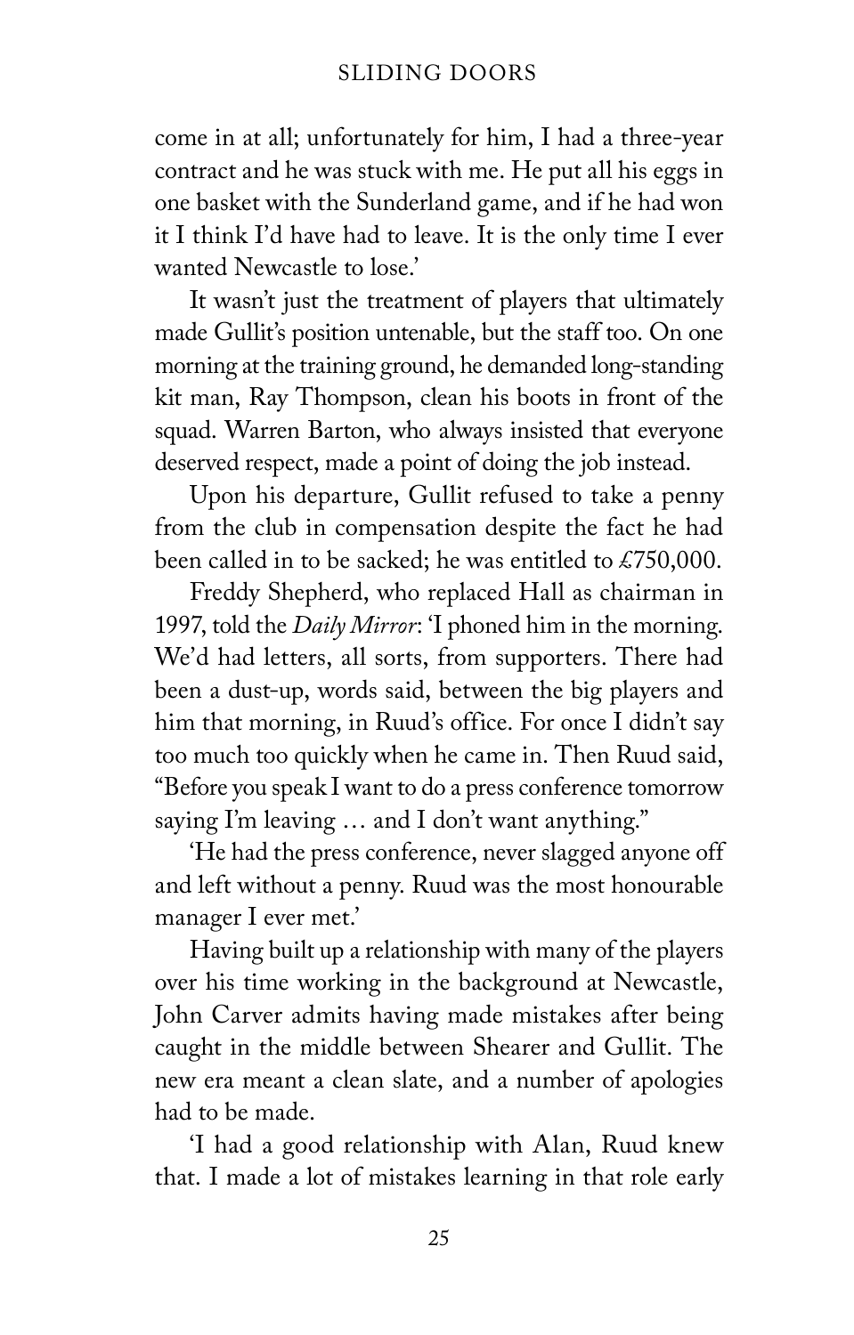come in at all; unfortunately for him, I had a three-year contract and he was stuck with me. He put all his eggs in one basket with the Sunderland game, and if he had won it I think I'd have had to leave. It is the only time I ever wanted Newcastle to lose.'

It wasn't just the treatment of players that ultimately made Gullit's position untenable, but the staff too. On one morning at the training ground, he demanded long-standing kit man, Ray Thompson, clean his boots in front of the squad. Warren Barton, who always insisted that everyone deserved respect, made a point of doing the job instead.

Upon his departure, Gullit refused to take a penny from the club in compensation despite the fact he had been called in to be sacked; he was entitled to £750,000.

Freddy Shepherd, who replaced Hall as chairman in 1997, told the *Daily Mirror*: 'I phoned him in the morning. We'd had letters, all sorts, from supporters. There had been a dust-up, words said, between the big players and him that morning, in Ruud's office. For once I didn't say too much too quickly when he came in. Then Ruud said, "Before you speak I want to do a press conference tomorrow saying I'm leaving … and I don't want anything."

'He had the press conference, never slagged anyone off and left without a penny. Ruud was the most honourable manager I ever met.'

Having built up a relationship with many of the players over his time working in the background at Newcastle, John Carver admits having made mistakes after being caught in the middle between Shearer and Gullit. The new era meant a clean slate, and a number of apologies had to be made.

'I had a good relationship with Alan, Ruud knew that. I made a lot of mistakes learning in that role early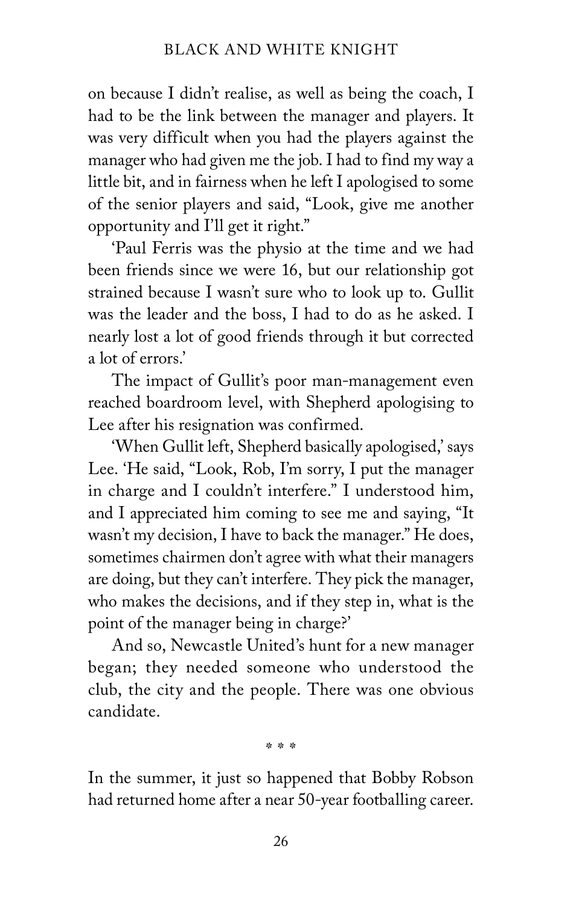on because I didn't realise, as well as being the coach, I had to be the link between the manager and players. It was very difficult when you had the players against the manager who had given me the job. I had to find my way a little bit, and in fairness when he left I apologised to some of the senior players and said, "Look, give me another opportunity and I'll get it right."

'Paul Ferris was the physio at the time and we had been friends since we were 16, but our relationship got strained because I wasn't sure who to look up to. Gullit was the leader and the boss, I had to do as he asked. I nearly lost a lot of good friends through it but corrected a lot of errors.'

The impact of Gullit's poor man-management even reached boardroom level, with Shepherd apologising to Lee after his resignation was confirmed.

'When Gullit left, Shepherd basically apologised,' says Lee. 'He said, "Look, Rob, I'm sorry, I put the manager in charge and I couldn't interfere." I understood him, and I appreciated him coming to see me and saying, "It wasn't my decision, I have to back the manager." He does, sometimes chairmen don't agree with what their managers are doing, but they can't interfere. They pick the manager, who makes the decisions, and if they step in, what is the point of the manager being in charge?'

And so, Newcastle United's hunt for a new manager began; they needed someone who understood the club, the city and the people. There was one obvious candidate.

* * *

In the summer, it just so happened that Bobby Robson had returned home after a near 50-year footballing career.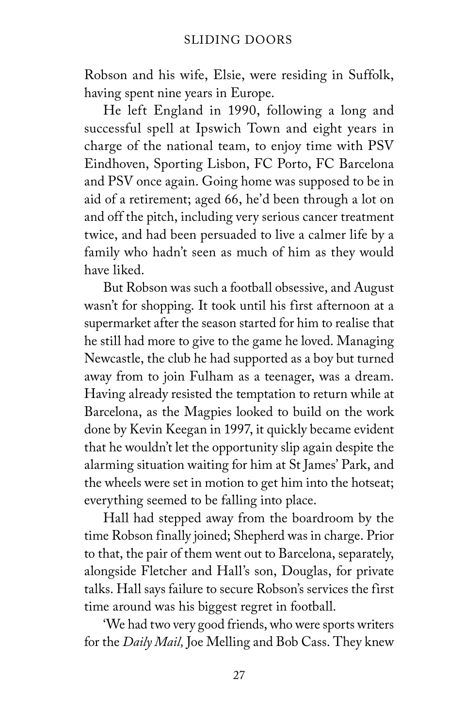Robson and his wife, Elsie, were residing in Suffolk, having spent nine years in Europe.

He left England in 1990, following a long and successful spell at Ipswich Town and eight years in charge of the national team, to enjoy time with PSV Eindhoven, Sporting Lisbon, FC Porto, FC Barcelona and PSV once again. Going home was supposed to be in aid of a retirement; aged 66, he'd been through a lot on and off the pitch, including very serious cancer treatment twice, and had been persuaded to live a calmer life by a family who hadn't seen as much of him as they would have liked.

But Robson was such a football obsessive, and August wasn't for shopping. It took until his first afternoon at a supermarket after the season started for him to realise that he still had more to give to the game he loved. Managing Newcastle, the club he had supported as a boy but turned away from to join Fulham as a teenager, was a dream. Having already resisted the temptation to return while at Barcelona, as the Magpies looked to build on the work done by Kevin Keegan in 1997, it quickly became evident that he wouldn't let the opportunity slip again despite the alarming situation waiting for him at St James' Park, and the wheels were set in motion to get him into the hotseat; everything seemed to be falling into place.

Hall had stepped away from the boardroom by the time Robson finally joined; Shepherd was in charge. Prior to that, the pair of them went out to Barcelona, separately, alongside Fletcher and Hall's son, Douglas, for private talks. Hall says failure to secure Robson's services the first time around was his biggest regret in football.

'We had two very good friends, who were sports writers for the *Daily Mail,* Joe Melling and Bob Cass. They knew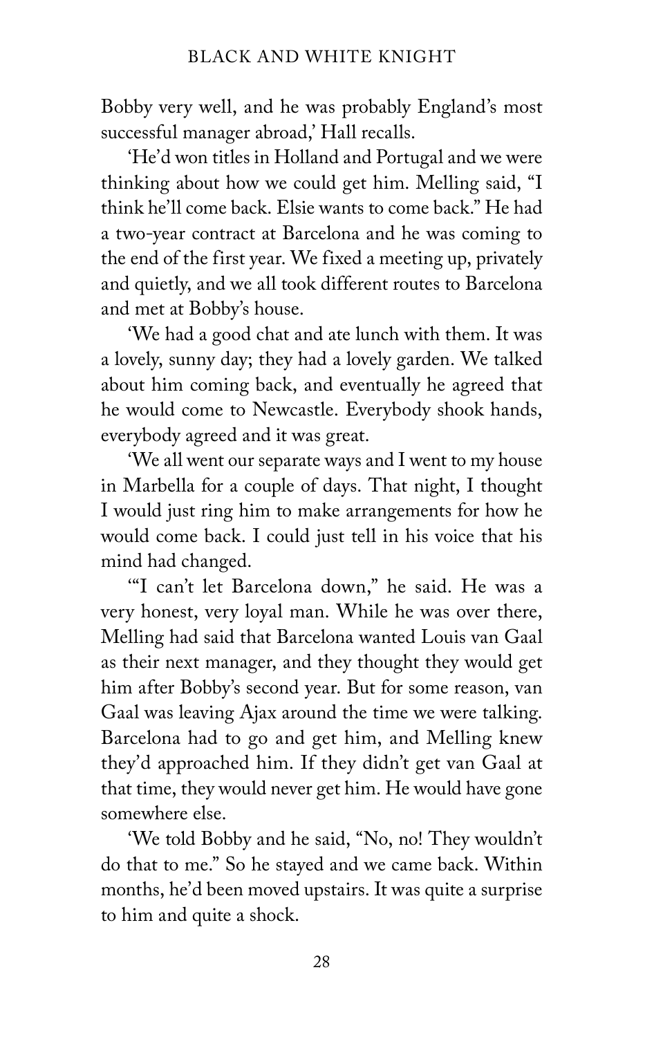Bobby very well, and he was probably England's most successful manager abroad,' Hall recalls.

'He'd won titles in Holland and Portugal and we were thinking about how we could get him. Melling said, "I think he'll come back. Elsie wants to come back." He had a two-year contract at Barcelona and he was coming to the end of the first year. We fixed a meeting up, privately and quietly, and we all took different routes to Barcelona and met at Bobby's house.

'We had a good chat and ate lunch with them. It was a lovely, sunny day; they had a lovely garden. We talked about him coming back, and eventually he agreed that he would come to Newcastle. Everybody shook hands, everybody agreed and it was great.

'We all went our separate ways and I went to my house in Marbella for a couple of days. That night, I thought I would just ring him to make arrangements for how he would come back. I could just tell in his voice that his mind had changed.

'"I can't let Barcelona down," he said. He was a very honest, very loyal man. While he was over there, Melling had said that Barcelona wanted Louis van Gaal as their next manager, and they thought they would get him after Bobby's second year. But for some reason, van Gaal was leaving Ajax around the time we were talking. Barcelona had to go and get him, and Melling knew they'd approached him. If they didn't get van Gaal at that time, they would never get him. He would have gone somewhere else.

'We told Bobby and he said, "No, no! They wouldn't do that to me." So he stayed and we came back. Within months, he'd been moved upstairs. It was quite a surprise to him and quite a shock.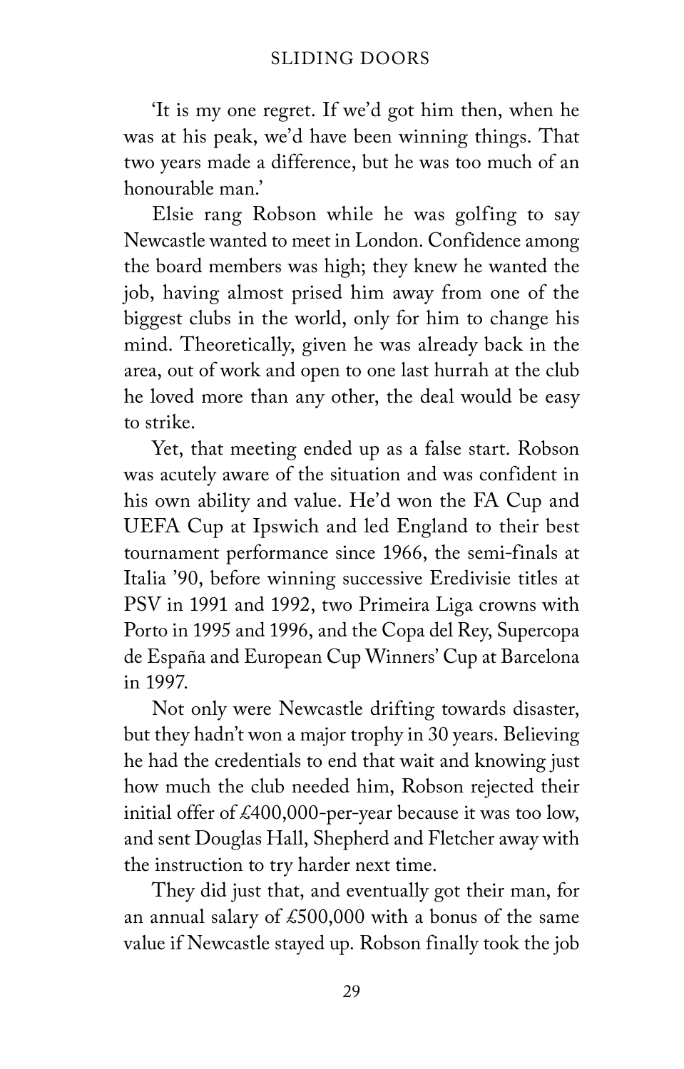'It is my one regret. If we'd got him then, when he was at his peak, we'd have been winning things. That two years made a difference, but he was too much of an honourable man.'

Elsie rang Robson while he was golfing to say Newcastle wanted to meet in London. Confidence among the board members was high; they knew he wanted the job, having almost prised him away from one of the biggest clubs in the world, only for him to change his mind. Theoretically, given he was already back in the area, out of work and open to one last hurrah at the club he loved more than any other, the deal would be easy to strike.

Yet, that meeting ended up as a false start. Robson was acutely aware of the situation and was confident in his own ability and value. He'd won the FA Cup and UEFA Cup at Ipswich and led England to their best tournament performance since 1966, the semi-finals at Italia '90, before winning successive Eredivisie titles at PSV in 1991 and 1992, two Primeira Liga crowns with Porto in 1995 and 1996, and the Copa del Rey, Supercopa de España and European Cup Winners' Cup at Barcelona in 1997.

Not only were Newcastle drifting towards disaster, but they hadn't won a major trophy in 30 years. Believing he had the credentials to end that wait and knowing just how much the club needed him, Robson rejected their initial offer of £400,000-per-year because it was too low, and sent Douglas Hall, Shepherd and Fletcher away with the instruction to try harder next time.

They did just that, and eventually got their man, for an annual salary of £500,000 with a bonus of the same value if Newcastle stayed up. Robson finally took the job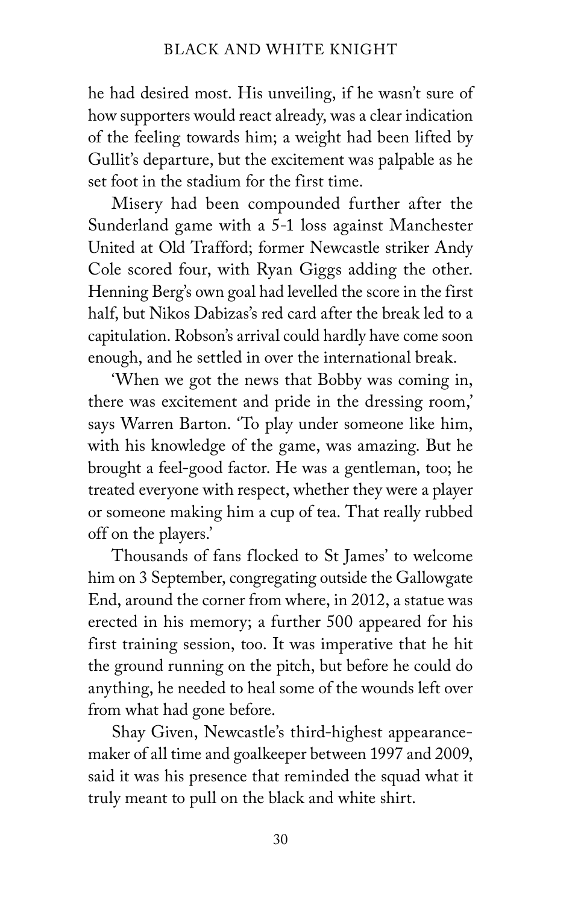he had desired most. His unveiling, if he wasn't sure of how supporters would react already, was a clear indication of the feeling towards him; a weight had been lifted by Gullit's departure, but the excitement was palpable as he set foot in the stadium for the first time.

Misery had been compounded further after the Sunderland game with a 5-1 loss against Manchester United at Old Trafford; former Newcastle striker Andy Cole scored four, with Ryan Giggs adding the other. Henning Berg's own goal had levelled the score in the first half, but Nikos Dabizas's red card after the break led to a capitulation. Robson's arrival could hardly have come soon enough, and he settled in over the international break.

'When we got the news that Bobby was coming in, there was excitement and pride in the dressing room,' says Warren Barton. 'To play under someone like him, with his knowledge of the game, was amazing. But he brought a feel-good factor. He was a gentleman, too; he treated everyone with respect, whether they were a player or someone making him a cup of tea. That really rubbed off on the players.'

Thousands of fans flocked to St James' to welcome him on 3 September, congregating outside the Gallowgate End, around the corner from where, in 2012, a statue was erected in his memory; a further 500 appeared for his first training session, too. It was imperative that he hit the ground running on the pitch, but before he could do anything, he needed to heal some of the wounds left over from what had gone before.

Shay Given, Newcastle's third-highest appearance-maker of all time and goalkeeper between 1997 and 2009, said it was his presence that reminded the squad what it truly meant to pull on the black and white shirt.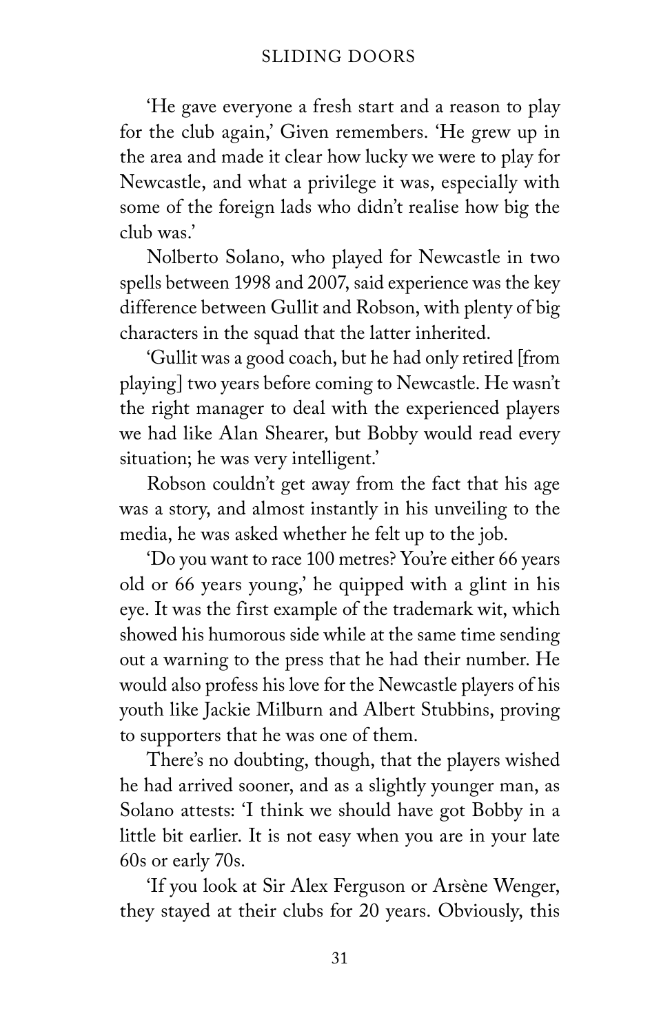'He gave everyone a fresh start and a reason to play for the club again,' Given remembers. 'He grew up in the area and made it clear how lucky we were to play for Newcastle, and what a privilege it was, especially with some of the foreign lads who didn't realise how big the club was.'

Nolberto Solano, who played for Newcastle in two spells between 1998 and 2007, said experience was the key difference between Gullit and Robson, with plenty of big characters in the squad that the latter inherited.

'Gullit was a good coach, but he had only retired [from playing] two years before coming to Newcastle. He wasn't the right manager to deal with the experienced players we had like Alan Shearer, but Bobby would read every situation; he was very intelligent.'

Robson couldn't get away from the fact that his age was a story, and almost instantly in his unveiling to the media, he was asked whether he felt up to the job.

'Do you want to race 100 metres? You're either 66 years old or 66 years young,' he quipped with a glint in his eye. It was the first example of the trademark wit, which showed his humorous side while at the same time sending out a warning to the press that he had their number. He would also profess his love for the Newcastle players of his youth like Jackie Milburn and Albert Stubbins, proving to supporters that he was one of them.

There's no doubting, though, that the players wished he had arrived sooner, and as a slightly younger man, as Solano attests: 'I think we should have got Bobby in a little bit earlier. It is not easy when you are in your late 60s or early 70s.

'If you look at Sir Alex Ferguson or Arsène Wenger, they stayed at their clubs for 20 years. Obviously, this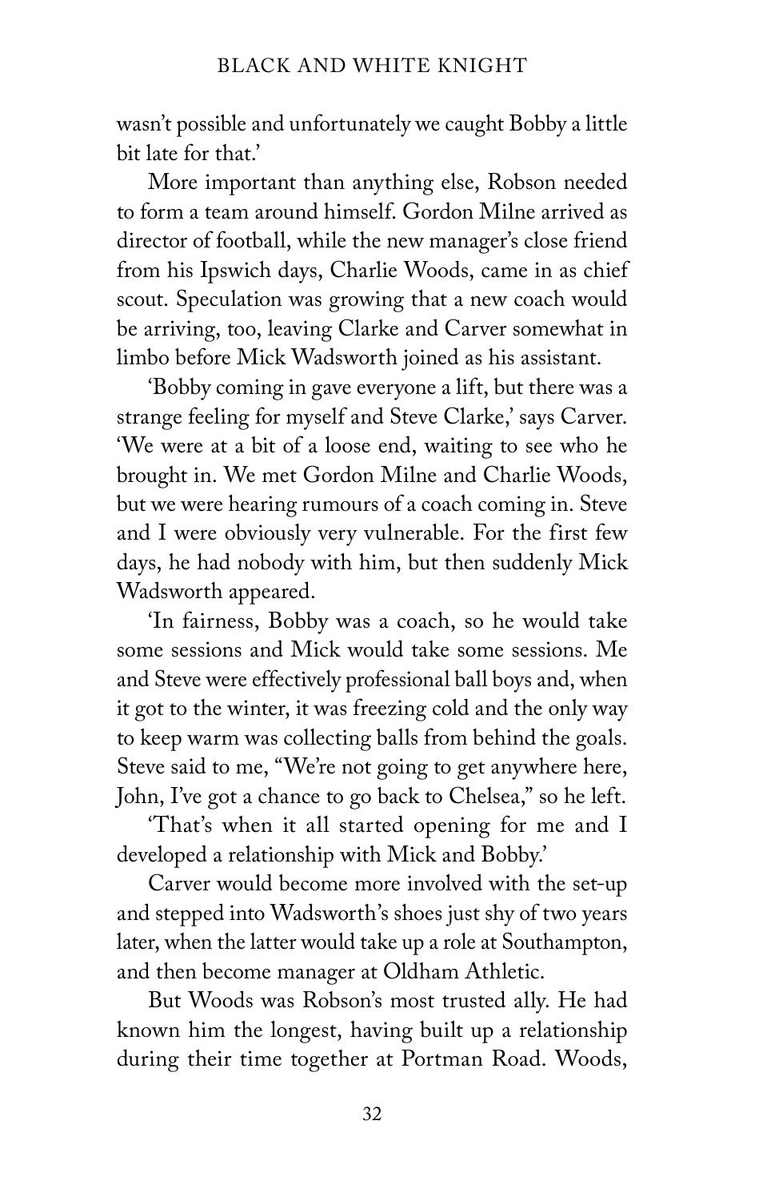wasn't possible and unfortunately we caught Bobby a little bit late for that.'

More important than anything else, Robson needed to form a team around himself. Gordon Milne arrived as director of football, while the new manager's close friend from his Ipswich days, Charlie Woods, came in as chief scout. Speculation was growing that a new coach would be arriving, too, leaving Clarke and Carver somewhat in limbo before Mick Wadsworth joined as his assistant.

'Bobby coming in gave everyone a lift, but there was a strange feeling for myself and Steve Clarke,' says Carver. 'We were at a bit of a loose end, waiting to see who he brought in. We met Gordon Milne and Charlie Woods, but we were hearing rumours of a coach coming in. Steve and I were obviously very vulnerable. For the first few days, he had nobody with him, but then suddenly Mick Wadsworth appeared.

'In fairness, Bobby was a coach, so he would take some sessions and Mick would take some sessions. Me and Steve were effectively professional ball boys and, when it got to the winter, it was freezing cold and the only way to keep warm was collecting balls from behind the goals. Steve said to me, "We're not going to get anywhere here, John, I've got a chance to go back to Chelsea," so he left.

'That's when it all started opening for me and I developed a relationship with Mick and Bobby.'

Carver would become more involved with the set-up and stepped into Wadsworth's shoes just shy of two years later, when the latter would take up a role at Southampton, and then become manager at Oldham Athletic.

But Woods was Robson's most trusted ally. He had known him the longest, having built up a relationship during their time together at Portman Road. Woods,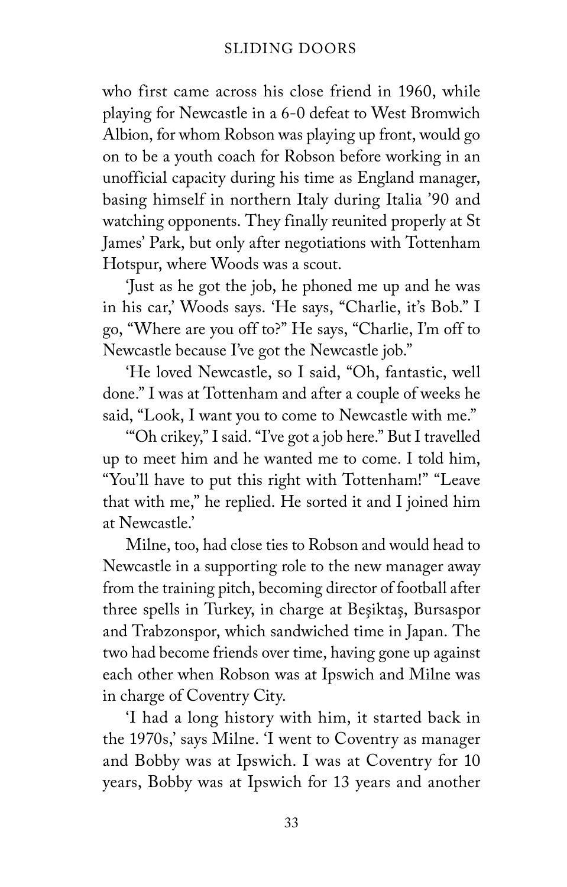who first came across his close friend in 1960, while playing for Newcastle in a 6-0 defeat to West Bromwich Albion, for whom Robson was playing up front, would go on to be a youth coach for Robson before working in an unofficial capacity during his time as England manager, basing himself in northern Italy during Italia '90 and watching opponents. They finally reunited properly at St James' Park, but only after negotiations with Tottenham Hotspur, where Woods was a scout.

'Just as he got the job, he phoned me up and he was in his car,' Woods says. 'He says, "Charlie, it's Bob." I go, "Where are you off to?" He says, "Charlie, I'm off to Newcastle because I've got the Newcastle job."

'He loved Newcastle, so I said, "Oh, fantastic, well done." I was at Tottenham and after a couple of weeks he said, "Look, I want you to come to Newcastle with me."

'"Oh crikey," I said. "I've got a job here." But I travelled up to meet him and he wanted me to come. I told him, "You'll have to put this right with Tottenham!" "Leave that with me," he replied. He sorted it and I joined him at Newcastle.'

Milne, too, had close ties to Robson and would head to Newcastle in a supporting role to the new manager away from the training pitch, becoming director of football after three spells in Turkey, in charge at Beşiktaş, Bursaspor and Trabzonspor, which sandwiched time in Japan. The two had become friends over time, having gone up against each other when Robson was at Ipswich and Milne was in charge of Coventry City.

'I had a long history with him, it started back in the 1970s,' says Milne. 'I went to Coventry as manager and Bobby was at Ipswich. I was at Coventry for 10 years, Bobby was at Ipswich for 13 years and another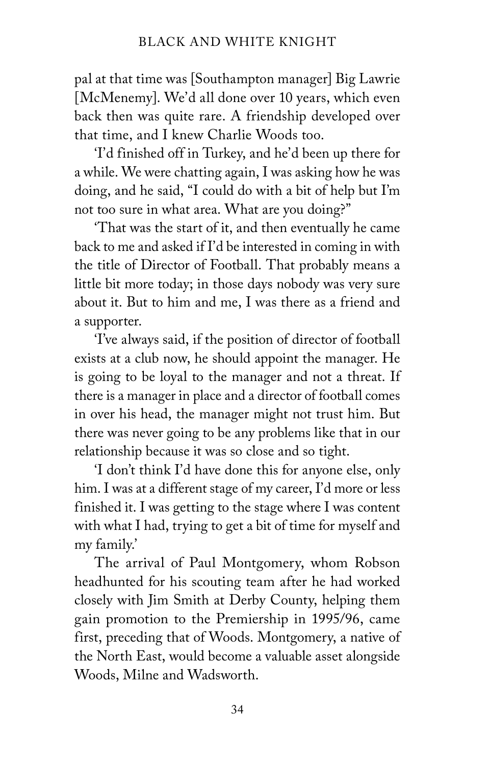pal at that time was [Southampton manager] Big Lawrie [McMenemy]. We'd all done over 10 years, which even back then was quite rare. A friendship developed over that time, and I knew Charlie Woods too.

'I'd finished off in Turkey, and he'd been up there for a while. We were chatting again, I was asking how he was doing, and he said, "I could do with a bit of help but I'm not too sure in what area. What are you doing?"

'That was the start of it, and then eventually he came back to me and asked if I'd be interested in coming in with the title of Director of Football. That probably means a little bit more today; in those days nobody was very sure about it. But to him and me, I was there as a friend and a supporter.

'I've always said, if the position of director of football exists at a club now, he should appoint the manager. He is going to be loyal to the manager and not a threat. If there is a manager in place and a director of football comes in over his head, the manager might not trust him. But there was never going to be any problems like that in our relationship because it was so close and so tight.

'I don't think I'd have done this for anyone else, only him. I was at a different stage of my career, I'd more or less finished it. I was getting to the stage where I was content with what I had, trying to get a bit of time for myself and my family.'

The arrival of Paul Montgomery, whom Robson headhunted for his scouting team after he had worked closely with Jim Smith at Derby County, helping them gain promotion to the Premiership in 1995/96, came first, preceding that of Woods. Montgomery, a native of the North East, would become a valuable asset alongside Woods, Milne and Wadsworth.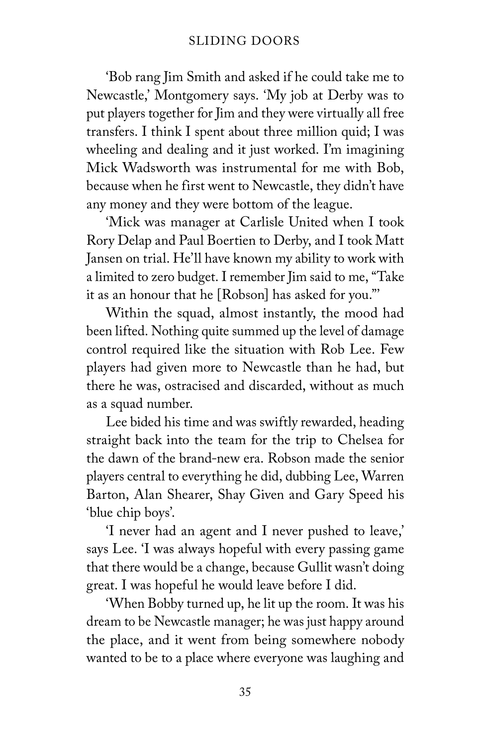'Bob rang Jim Smith and asked if he could take me to Newcastle,' Montgomery says. 'My job at Derby was to put players together for Jim and they were virtually all free transfers. I think I spent about three million quid; I was wheeling and dealing and it just worked. I'm imagining Mick Wadsworth was instrumental for me with Bob, because when he first went to Newcastle, they didn't have any money and they were bottom of the league.

'Mick was manager at Carlisle United when I took Rory Delap and Paul Boertien to Derby, and I took Matt Jansen on trial. He'll have known my ability to work with a limited to zero budget. I remember Jim said to me, "Take it as an honour that he [Robson] has asked for you."'

Within the squad, almost instantly, the mood had been lifted. Nothing quite summed up the level of damage control required like the situation with Rob Lee. Few players had given more to Newcastle than he had, but there he was, ostracised and discarded, without as much as a squad number.

Lee bided his time and was swiftly rewarded, heading straight back into the team for the trip to Chelsea for the dawn of the brand-new era. Robson made the senior players central to everything he did, dubbing Lee, Warren Barton, Alan Shearer, Shay Given and Gary Speed his 'blue chip boys'.

'I never had an agent and I never pushed to leave,' says Lee. 'I was always hopeful with every passing game that there would be a change, because Gullit wasn't doing great. I was hopeful he would leave before I did.

'When Bobby turned up, he lit up the room. It was his dream to be Newcastle manager; he was just happy around the place, and it went from being somewhere nobody wanted to be to a place where everyone was laughing and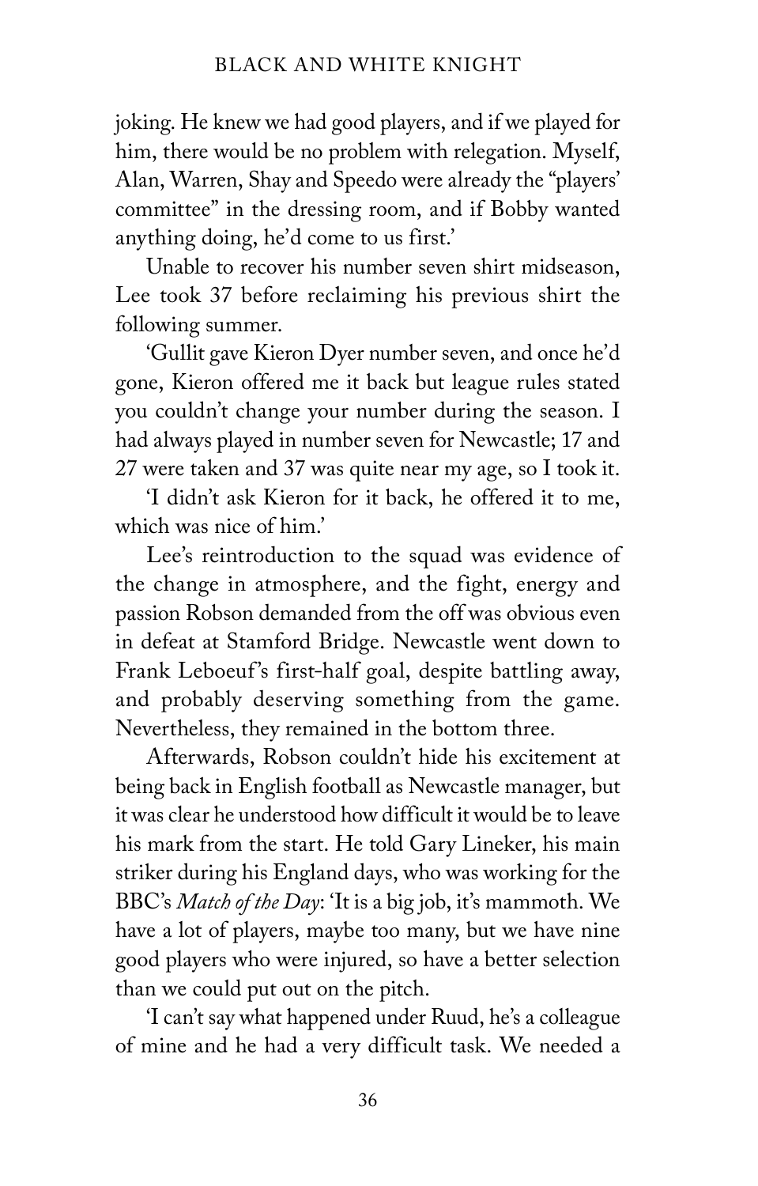joking. He knew we had good players, and if we played for him, there would be no problem with relegation. Myself, Alan, Warren, Shay and Speedo were already the "players' committee" in the dressing room, and if Bobby wanted anything doing, he'd come to us first.'

Unable to recover his number seven shirt midseason, Lee took 37 before reclaiming his previous shirt the following summer.

'Gullit gave Kieron Dyer number seven, and once he'd gone, Kieron offered me it back but league rules stated you couldn't change your number during the season. I had always played in number seven for Newcastle; 17 and 27 were taken and 37 was quite near my age, so I took it.

'I didn't ask Kieron for it back, he offered it to me, which was nice of him.'

Lee's reintroduction to the squad was evidence of the change in atmosphere, and the fight, energy and passion Robson demanded from the off was obvious even in defeat at Stamford Bridge. Newcastle went down to Frank Leboeuf's first-half goal, despite battling away, and probably deserving something from the game. Nevertheless, they remained in the bottom three.

Afterwards, Robson couldn't hide his excitement at being back in English football as Newcastle manager, but it was clear he understood how difficult it would be to leave his mark from the start. He told Gary Lineker, his main striker during his England days, who was working for the BBC's *Match of the Day*: 'It is a big job, it's mammoth. We have a lot of players, maybe too many, but we have nine good players who were injured, so have a better selection than we could put out on the pitch.

'I can't say what happened under Ruud, he's a colleague of mine and he had a very difficult task. We needed a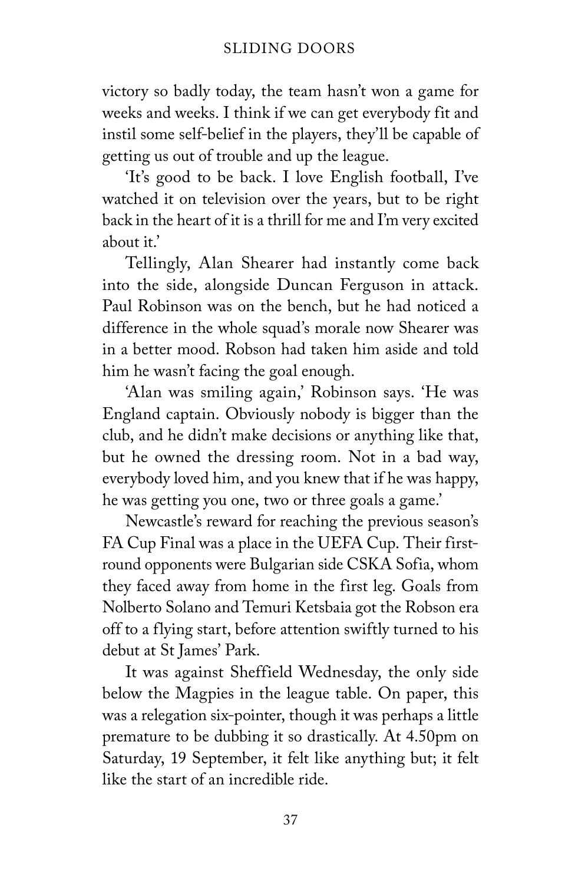victory so badly today, the team hasn't won a game for weeks and weeks. I think if we can get everybody fit and instil some self-belief in the players, they'll be capable of getting us out of trouble and up the league.

'It's good to be back. I love English football, I've watched it on television over the years, but to be right back in the heart of it is a thrill for me and I'm very excited about it.'

Tellingly, Alan Shearer had instantly come back into the side, alongside Duncan Ferguson in attack. Paul Robinson was on the bench, but he had noticed a difference in the whole squad's morale now Shearer was in a better mood. Robson had taken him aside and told him he wasn't facing the goal enough.

'Alan was smiling again,' Robinson says. 'He was England captain. Obviously nobody is bigger than the club, and he didn't make decisions or anything like that, but he owned the dressing room. Not in a bad way, everybody loved him, and you knew that if he was happy, he was getting you one, two or three goals a game.'

Newcastle's reward for reaching the previous season's FA Cup Final was a place in the UEFA Cup. Their first-round opponents were Bulgarian side CSKA Sofia, whom they faced away from home in the first leg. Goals from Nolberto Solano and Temuri Ketsbaia got the Robson era off to a flying start, before attention swiftly turned to his debut at St James' Park.

It was against Sheffield Wednesday, the only side below the Magpies in the league table. On paper, this was a relegation six-pointer, though it was perhaps a little premature to be dubbing it so drastically. At 4.50pm on Saturday, 19 September, it felt like anything but; it felt like the start of an incredible ride.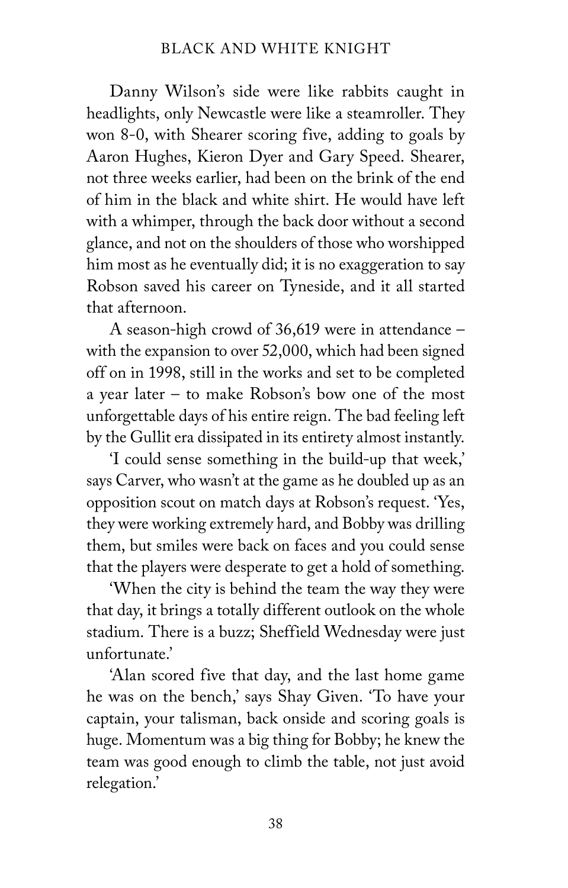Danny Wilson's side were like rabbits caught in headlights, only Newcastle were like a steamroller. They won 8-0, with Shearer scoring five, adding to goals by Aaron Hughes, Kieron Dyer and Gary Speed. Shearer, not three weeks earlier, had been on the brink of the end of him in the black and white shirt. He would have left with a whimper, through the back door without a second glance, and not on the shoulders of those who worshipped him most as he eventually did; it is no exaggeration to say Robson saved his career on Tyneside, and it all started that afternoon.

A season-high crowd of 36,619 were in attendance – with the expansion to over 52,000, which had been signed off on in 1998, still in the works and set to be completed a year later – to make Robson's bow one of the most unforgettable days of his entire reign. The bad feeling left by the Gullit era dissipated in its entirety almost instantly.

'I could sense something in the build-up that week,' says Carver, who wasn't at the game as he doubled up as an opposition scout on match days at Robson's request. 'Yes, they were working extremely hard, and Bobby was drilling them, but smiles were back on faces and you could sense that the players were desperate to get a hold of something.

'When the city is behind the team the way they were that day, it brings a totally different outlook on the whole stadium. There is a buzz; Sheffield Wednesday were just unfortunate.'

'Alan scored five that day, and the last home game he was on the bench,' says Shay Given. 'To have your captain, your talisman, back onside and scoring goals is huge. Momentum was a big thing for Bobby; he knew the team was good enough to climb the table, not just avoid relegation.'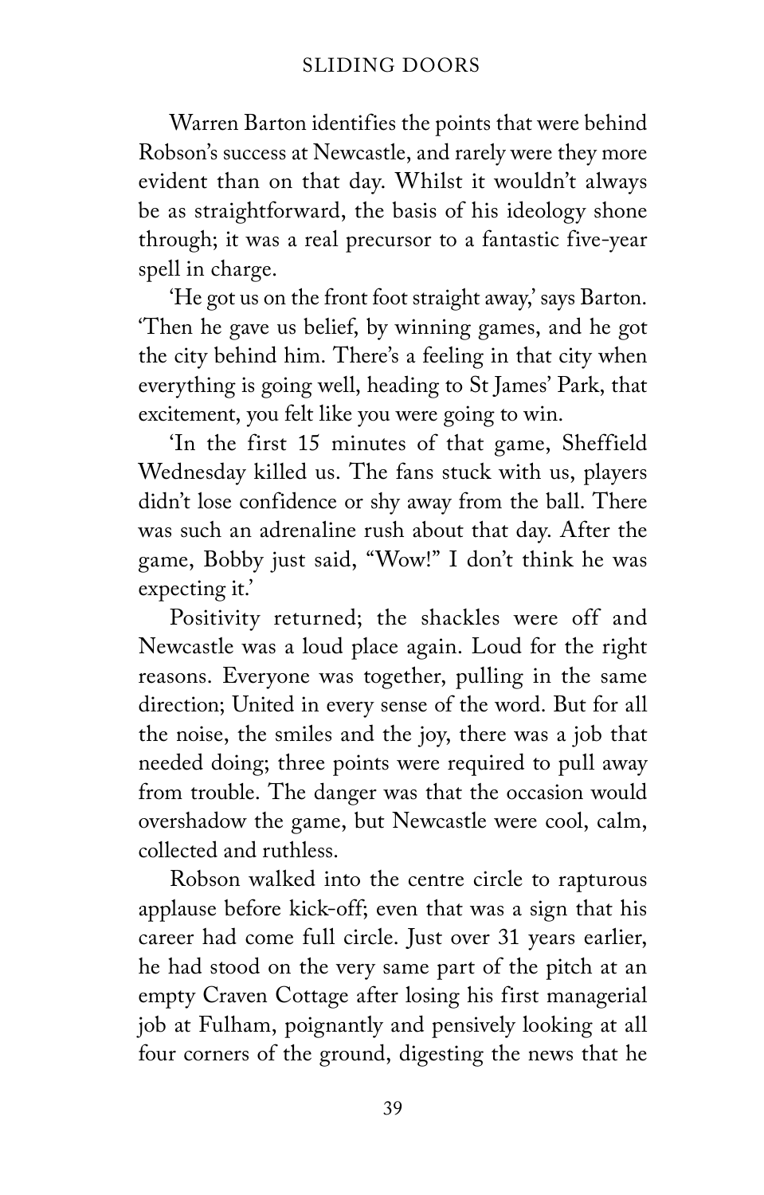Warren Barton identifies the points that were behind Robson's success at Newcastle, and rarely were they more evident than on that day. Whilst it wouldn't always be as straightforward, the basis of his ideology shone through; it was a real precursor to a fantastic five-year spell in charge.

'He got us on the front foot straight away,' says Barton. 'Then he gave us belief, by winning games, and he got the city behind him. There's a feeling in that city when everything is going well, heading to St James' Park, that excitement, you felt like you were going to win.

'In the first 15 minutes of that game, Sheffield Wednesday killed us. The fans stuck with us, players didn't lose confidence or shy away from the ball. There was such an adrenaline rush about that day. After the game, Bobby just said, "Wow!" I don't think he was expecting it.'

Positivity returned; the shackles were off and Newcastle was a loud place again. Loud for the right reasons. Everyone was together, pulling in the same direction; United in every sense of the word. But for all the noise, the smiles and the joy, there was a job that needed doing; three points were required to pull away from trouble. The danger was that the occasion would overshadow the game, but Newcastle were cool, calm, collected and ruthless.

Robson walked into the centre circle to rapturous applause before kick-off; even that was a sign that his career had come full circle. Just over 31 years earlier, he had stood on the very same part of the pitch at an empty Craven Cottage after losing his first managerial job at Fulham, poignantly and pensively looking at all four corners of the ground, digesting the news that he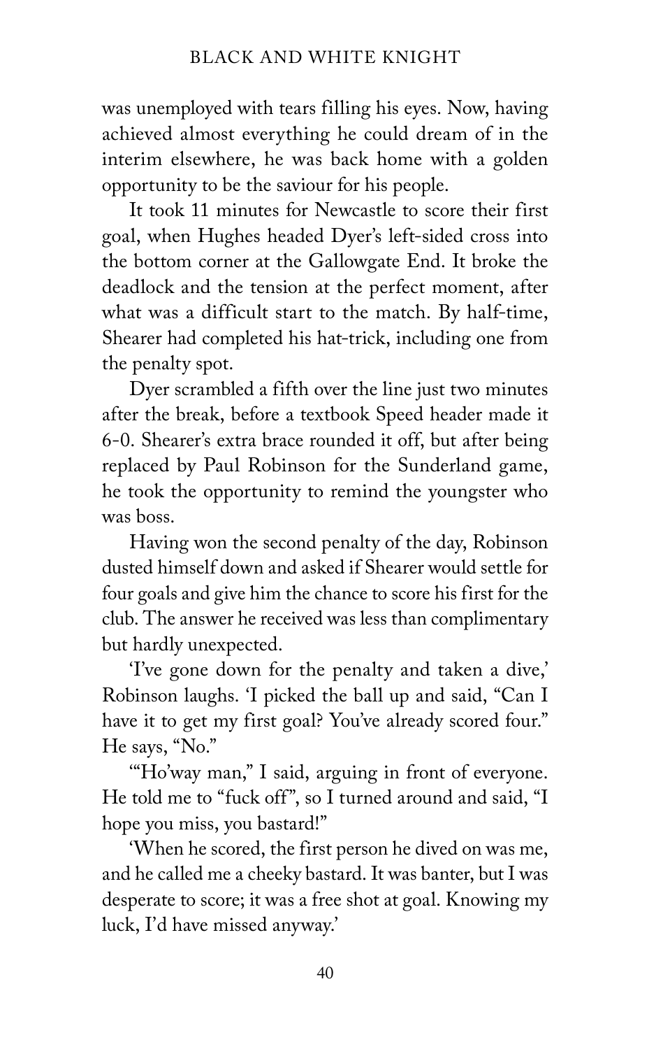was unemployed with tears filling his eyes. Now, having achieved almost everything he could dream of in the interim elsewhere, he was back home with a golden opportunity to be the saviour for his people.

It took 11 minutes for Newcastle to score their first goal, when Hughes headed Dyer's left-sided cross into the bottom corner at the Gallowgate End. It broke the deadlock and the tension at the perfect moment, after what was a difficult start to the match. By half-time, Shearer had completed his hat-trick, including one from the penalty spot.

Dyer scrambled a fifth over the line just two minutes after the break, before a textbook Speed header made it 6-0. Shearer's extra brace rounded it off, but after being replaced by Paul Robinson for the Sunderland game, he took the opportunity to remind the youngster who was boss.

Having won the second penalty of the day, Robinson dusted himself down and asked if Shearer would settle for four goals and give him the chance to score his first for the club. The answer he received was less than complimentary but hardly unexpected.

'I've gone down for the penalty and taken a dive,' Robinson laughs. 'I picked the ball up and said, "Can I have it to get my first goal? You've already scored four." He says, "No."

'"Ho'way man," I said, arguing in front of everyone. He told me to "fuck off", so I turned around and said, "I hope you miss, you bastard!"

'When he scored, the first person he dived on was me, and he called me a cheeky bastard. It was banter, but I was desperate to score; it was a free shot at goal. Knowing my luck, I'd have missed anyway.'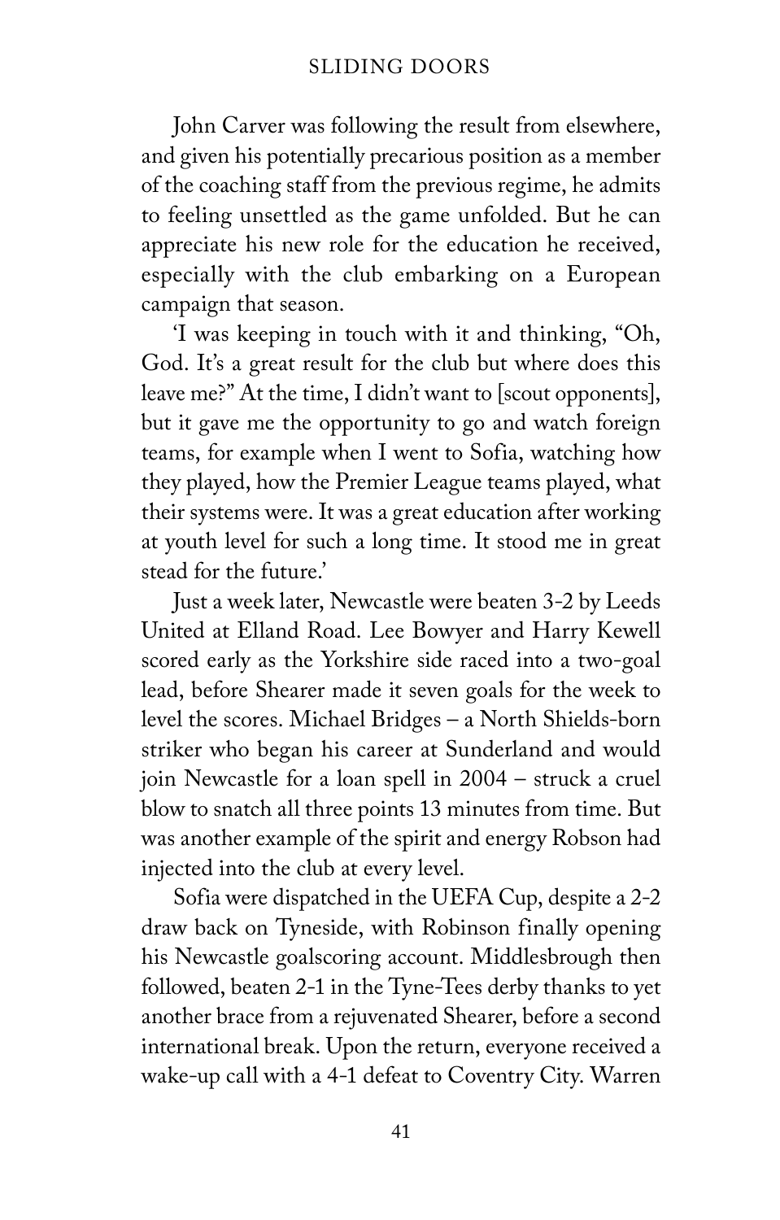John Carver was following the result from elsewhere, and given his potentially precarious position as a member of the coaching staff from the previous regime, he admits to feeling unsettled as the game unfolded. But he can appreciate his new role for the education he received, especially with the club embarking on a European campaign that season.

'I was keeping in touch with it and thinking, "Oh, God. It's a great result for the club but where does this leave me?" At the time, I didn't want to [scout opponents], but it gave me the opportunity to go and watch foreign teams, for example when I went to Sofia, watching how they played, how the Premier League teams played, what their systems were. It was a great education after working at youth level for such a long time. It stood me in great stead for the future.'

Just a week later, Newcastle were beaten 3-2 by Leeds United at Elland Road. Lee Bowyer and Harry Kewell scored early as the Yorkshire side raced into a two-goal lead, before Shearer made it seven goals for the week to level the scores. Michael Bridges – a North Shields-born striker who began his career at Sunderland and would join Newcastle for a loan spell in 2004 – struck a cruel blow to snatch all three points 13 minutes from time. But was another example of the spirit and energy Robson had injected into the club at every level.

Sofia were dispatched in the UEFA Cup, despite a 2-2 draw back on Tyneside, with Robinson finally opening his Newcastle goalscoring account. Middlesbrough then followed, beaten 2-1 in the Tyne-Tees derby thanks to yet another brace from a rejuvenated Shearer, before a second international break. Upon the return, everyone received a wake-up call with a 4-1 defeat to Coventry City. Warren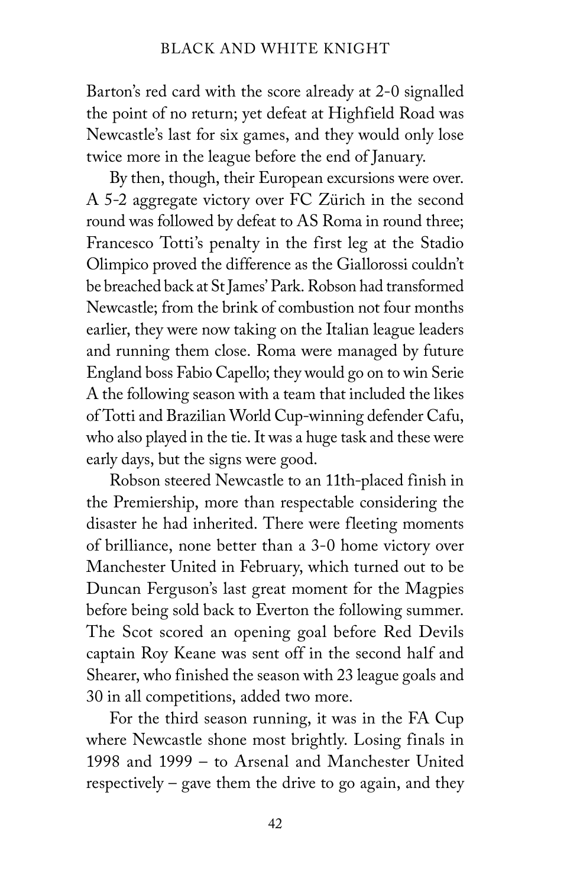Barton's red card with the score already at 2-0 signalled the point of no return; yet defeat at Highfield Road was Newcastle's last for six games, and they would only lose twice more in the league before the end of January.

By then, though, their European excursions were over. A 5-2 aggregate victory over FC Zürich in the second round was followed by defeat to AS Roma in round three; Francesco Totti's penalty in the first leg at the Stadio Olimpico proved the difference as the Giallorossi couldn't be breached back at St James' Park. Robson had transformed Newcastle; from the brink of combustion not four months earlier, they were now taking on the Italian league leaders and running them close. Roma were managed by future England boss Fabio Capello; they would go on to win Serie A the following season with a team that included the likes of Totti and Brazilian World Cup-winning defender Cafu, who also played in the tie. It was a huge task and these were early days, but the signs were good.

Robson steered Newcastle to an 11th-placed finish in the Premiership, more than respectable considering the disaster he had inherited. There were fleeting moments of brilliance, none better than a 3-0 home victory over Manchester United in February, which turned out to be Duncan Ferguson's last great moment for the Magpies before being sold back to Everton the following summer. The Scot scored an opening goal before Red Devils captain Roy Keane was sent off in the second half and Shearer, who finished the season with 23 league goals and 30 in all competitions, added two more.

For the third season running, it was in the FA Cup where Newcastle shone most brightly. Losing finals in 1998 and 1999 – to Arsenal and Manchester United respectively – gave them the drive to go again, and they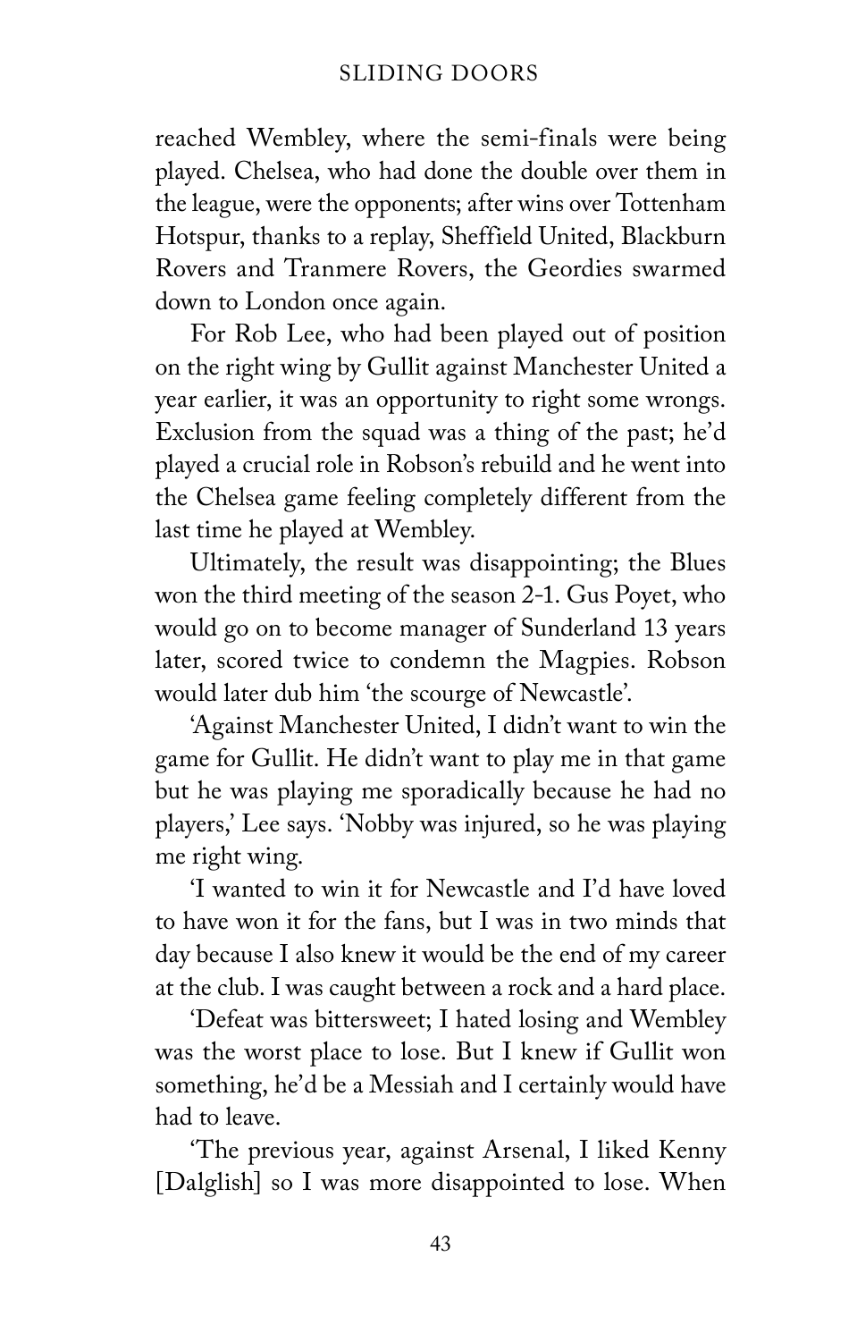reached Wembley, where the semi-finals were being played. Chelsea, who had done the double over them in the league, were the opponents; after wins over Tottenham Hotspur, thanks to a replay, Sheffield United, Blackburn Rovers and Tranmere Rovers, the Geordies swarmed down to London once again.

For Rob Lee, who had been played out of position on the right wing by Gullit against Manchester United a year earlier, it was an opportunity to right some wrongs. Exclusion from the squad was a thing of the past; he'd played a crucial role in Robson's rebuild and he went into the Chelsea game feeling completely different from the last time he played at Wembley.

Ultimately, the result was disappointing; the Blues won the third meeting of the season 2-1. Gus Poyet, who would go on to become manager of Sunderland 13 years later, scored twice to condemn the Magpies. Robson would later dub him 'the scourge of Newcastle'.

'Against Manchester United, I didn't want to win the game for Gullit. He didn't want to play me in that game but he was playing me sporadically because he had no players,' Lee says. 'Nobby was injured, so he was playing me right wing.

'I wanted to win it for Newcastle and I'd have loved to have won it for the fans, but I was in two minds that day because I also knew it would be the end of my career at the club. I was caught between a rock and a hard place.

'Defeat was bittersweet; I hated losing and Wembley was the worst place to lose. But I knew if Gullit won something, he'd be a Messiah and I certainly would have had to leave.

'The previous year, against Arsenal, I liked Kenny [Dalglish] so I was more disappointed to lose. When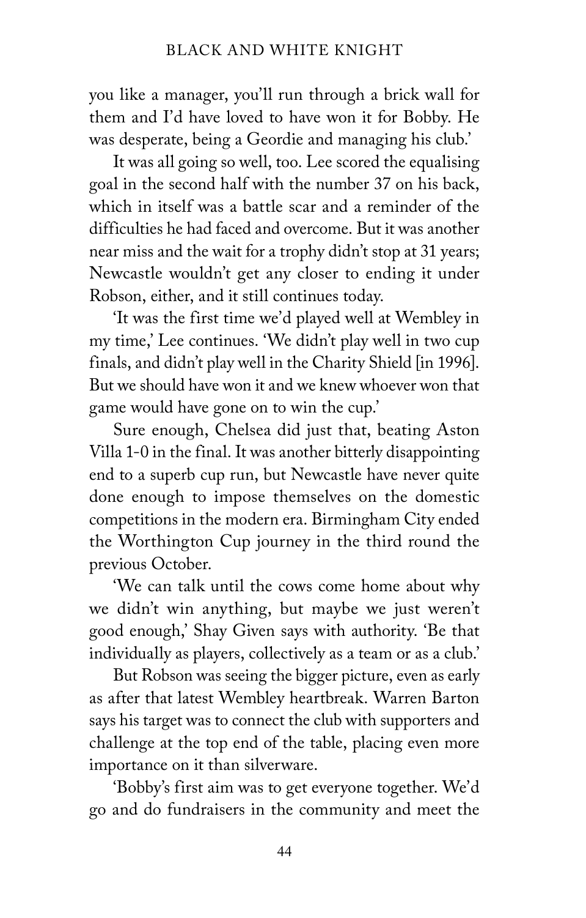you like a manager, you'll run through a brick wall for them and I'd have loved to have won it for Bobby. He was desperate, being a Geordie and managing his club.'

It was all going so well, too. Lee scored the equalising goal in the second half with the number 37 on his back, which in itself was a battle scar and a reminder of the difficulties he had faced and overcome. But it was another near miss and the wait for a trophy didn't stop at 31 years; Newcastle wouldn't get any closer to ending it under Robson, either, and it still continues today.

'It was the first time we'd played well at Wembley in my time,' Lee continues. 'We didn't play well in two cup finals, and didn't play well in the Charity Shield [in 1996]. But we should have won it and we knew whoever won that game would have gone on to win the cup.'

Sure enough, Chelsea did just that, beating Aston Villa 1-0 in the final. It was another bitterly disappointing end to a superb cup run, but Newcastle have never quite done enough to impose themselves on the domestic competitions in the modern era. Birmingham City ended the Worthington Cup journey in the third round the previous October.

'We can talk until the cows come home about why we didn't win anything, but maybe we just weren't good enough,' Shay Given says with authority. 'Be that individually as players, collectively as a team or as a club.'

But Robson was seeing the bigger picture, even as early as after that latest Wembley heartbreak. Warren Barton says his target was to connect the club with supporters and challenge at the top end of the table, placing even more importance on it than silverware.

'Bobby's first aim was to get everyone together. We'd go and do fundraisers in the community and meet the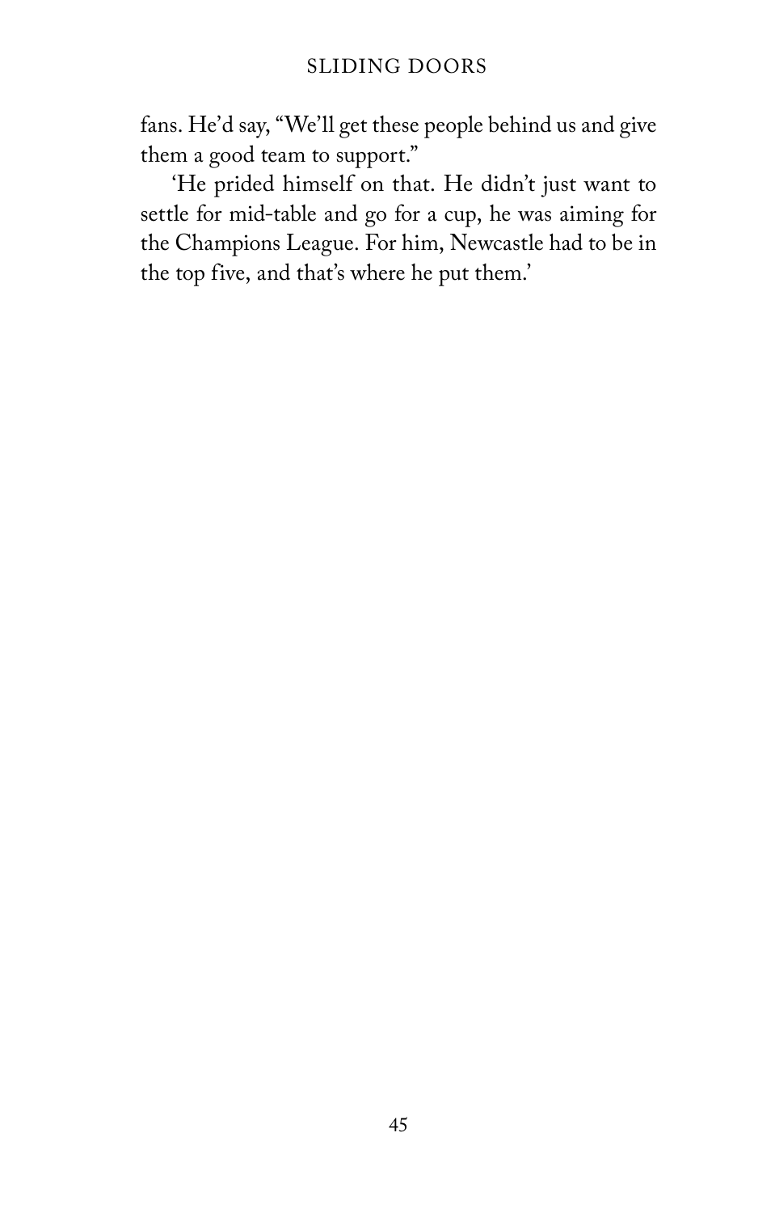fans. He'd say, "We'll get these people behind us and give them a good team to support."

'He prided himself on that. He didn't just want to settle for mid-table and go for a cup, he was aiming for the Champions League. For him, Newcastle had to be in the top five, and that's where he put them.'